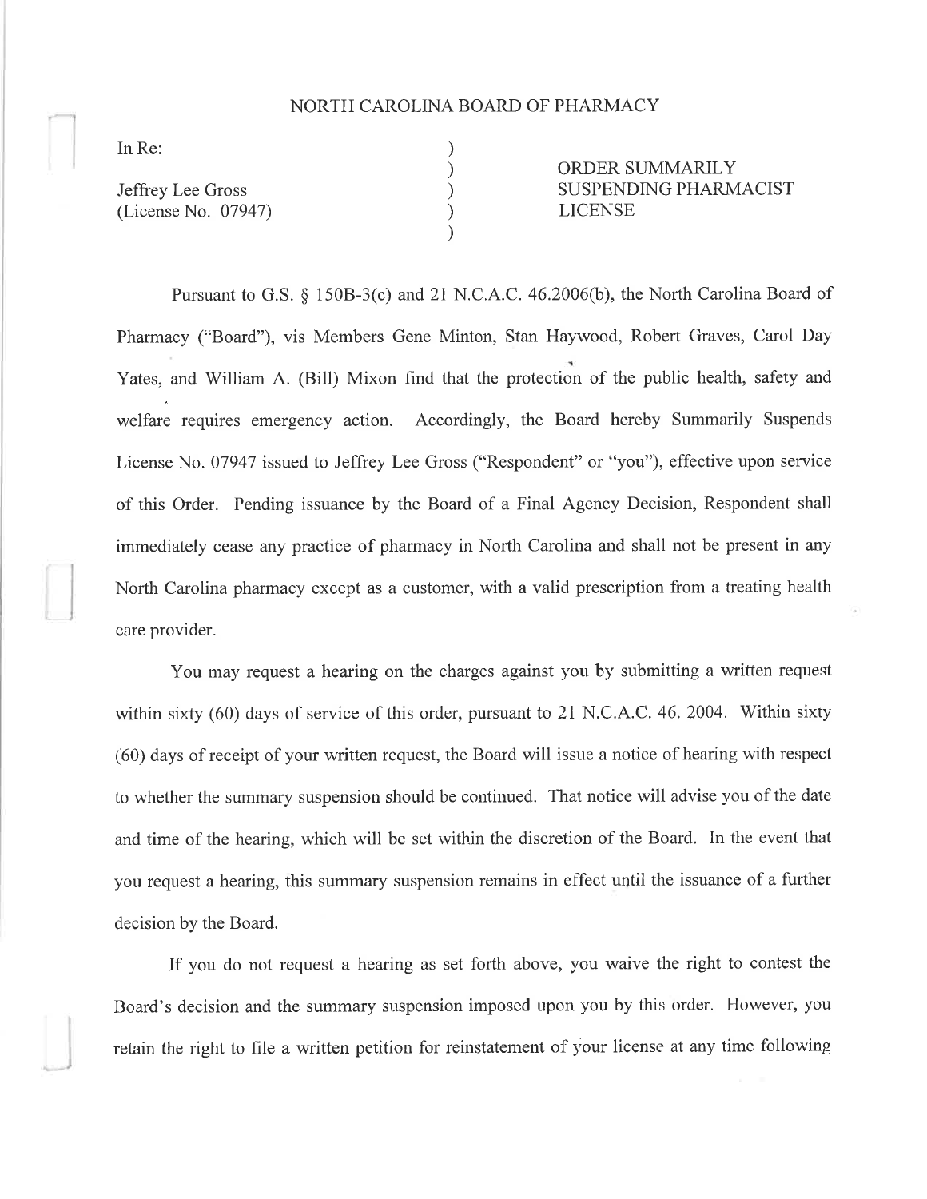NORTH CAROLINA BOARD OF PHARMACY

In Re:

Jeffrey Lee Gross
(License No. 07947)

ORDER SUMMARILY SUSPENDING PHARMACIST LICENSE

Pursuant to G.S. § 150B-3(c) and 21 N.C.A.C. 46.2006(b), the North Carolina Board of Pharmacy ("Board"), vis Members Gene Minton, Stan Haywood, Robert Graves, Carol Day Yates, and William A. (Bill) Mixon find that the protection of the public health, safety and welfare requires emergency action. Accordingly, the Board hereby Summarily Suspends License No. 07947 issued to Jeffrey Lee Gross ("Respondent" or "you"), effective upon service of this Order. Pending issuance by the Board of a Final Agency Decision, Respondent shall immediately cease any practice of pharmacy in North Carolina and shall not be present in any North Carolina pharmacy except as a customer, with a valid prescription from a treating health care provider.

You may request a hearing on the charges against you by submitting a written request within sixty (60) days of service of this order, pursuant to 21 N.C.A.C. 46. 2004. Within sixty (60) days of receipt of your written request, the Board will issue a notice of hearing with respect to whether the summary suspension should be continued. That notice will advise you of the date and time of the hearing, which will be set within the discretion of the Board. In the event that you request a hearing, this summary suspension remains in effect until the issuance of a further decision by the Board.

If you do not request a hearing as set forth above, you waive the right to contest the Board's decision and the summary suspension imposed upon you by this order. However, you retain the right to file a written petition for reinstatement of your license at any time following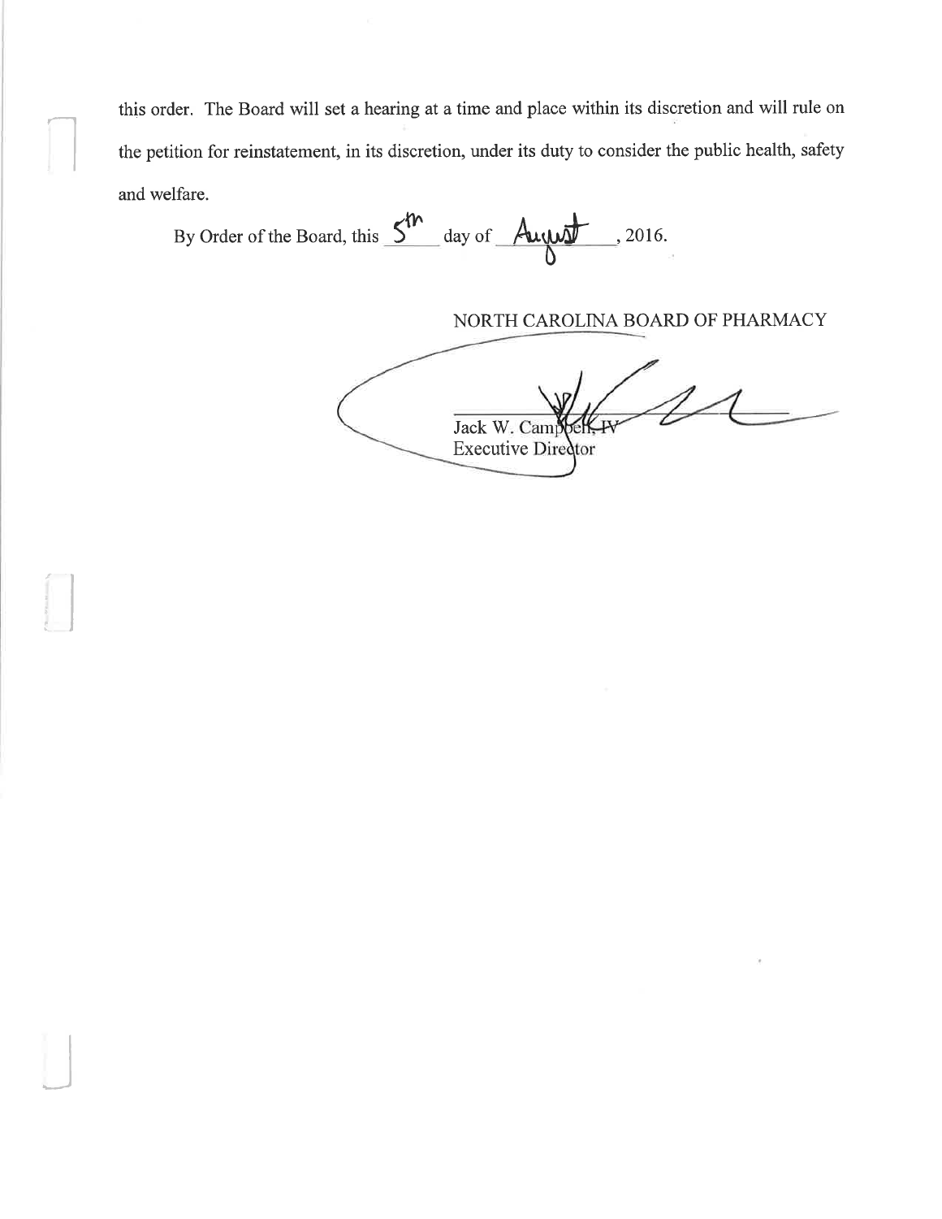this order. The Board will set a hearing at a time and place within its discretion and will rule on the petition for reinstatement, in its discretion, under its duty to consider the public health, safety and welfare.

By Order of the Board, this 5th day of August, 2016.

NORTH CAROLINA BOARD OF PHARMACY

Jack W. Campbell, IV
Executive Director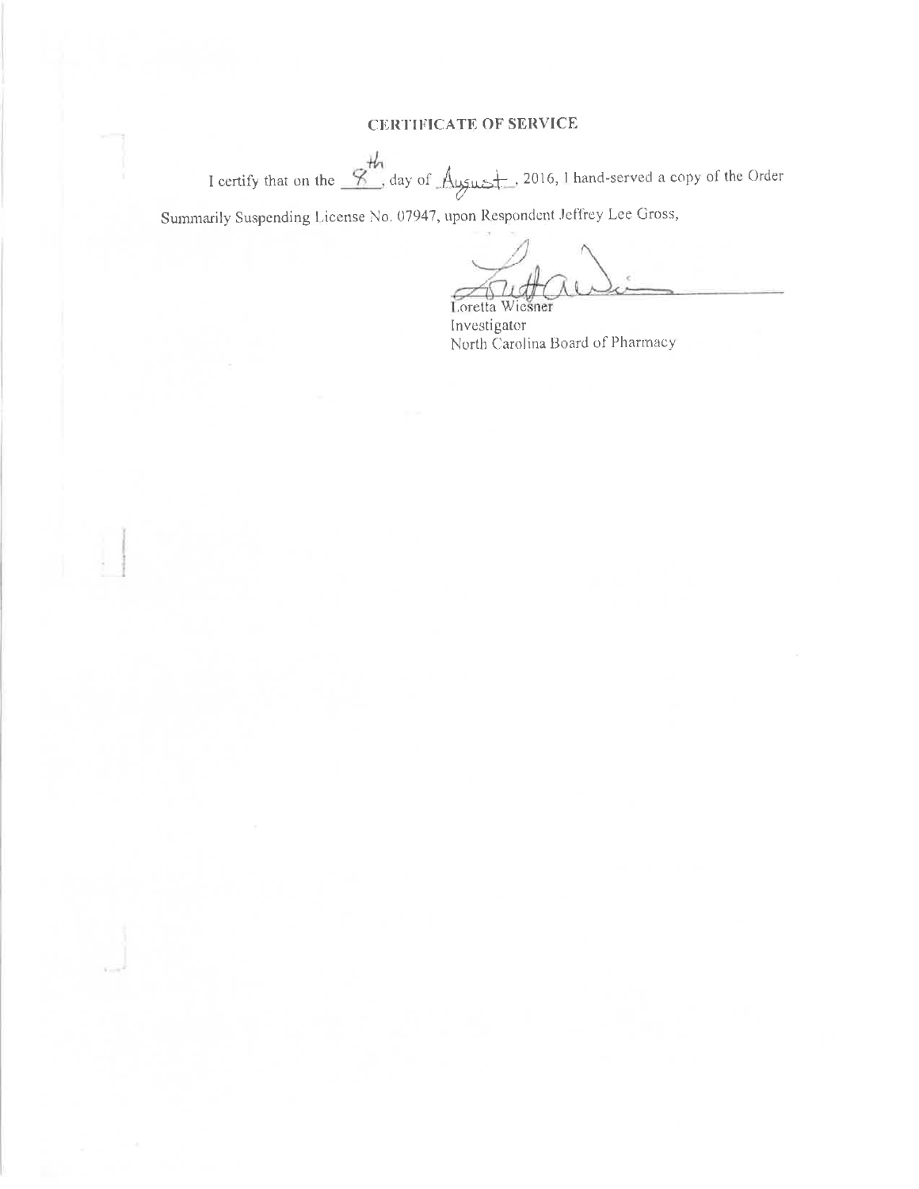# CERTIFICATE OF SERVICE

I certify that on the 8th day of August, 2016, I hand-served a copy of the Order Summarily Suspending License No. 07947, upon Respondent Jeffrey Lee Gross,

Loretta Wiesner
Investigator
North Carolina Board of Pharmacy